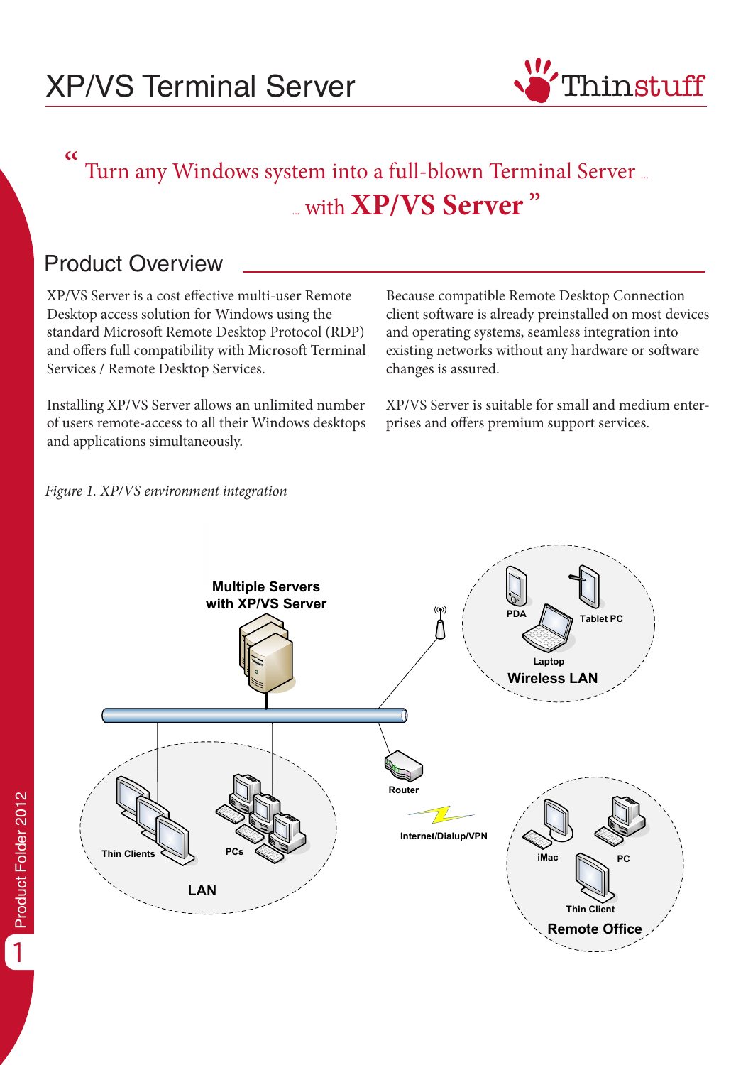# XP/VS Terminal Server

Thinstuff

> "Turn any Windows system into a full-blown Terminal Server ...
> ... with **XP/VS Server**"

## Product Overview

XP/VS Server is a cost effective multi-user Remote Desktop access solution for Windows using the standard Microsoft Remote Desktop Protocol (RDP) and offers full compatibility with Microsoft Terminal Services / Remote Desktop Services.

Installing XP/VS Server allows an unlimited number of users remote-access to all their Windows desktops and applications simultaneously.

Because compatible Remote Desktop Connection client software is already preinstalled on most devices and operating systems, seamless integration into existing networks without any hardware or software changes is assured.

XP/VS Server is suitable for small and medium enterprises and offers premium support services.

*Figure 1. XP/VS environment integration*

Multiple Servers with XP/VS Server

PDA, Tablet PC, Laptop — Wireless LAN

Router

Internet/Dialup/VPN

Thin Clients, PCs — LAN

iMac, PC, Thin Client — Remote Office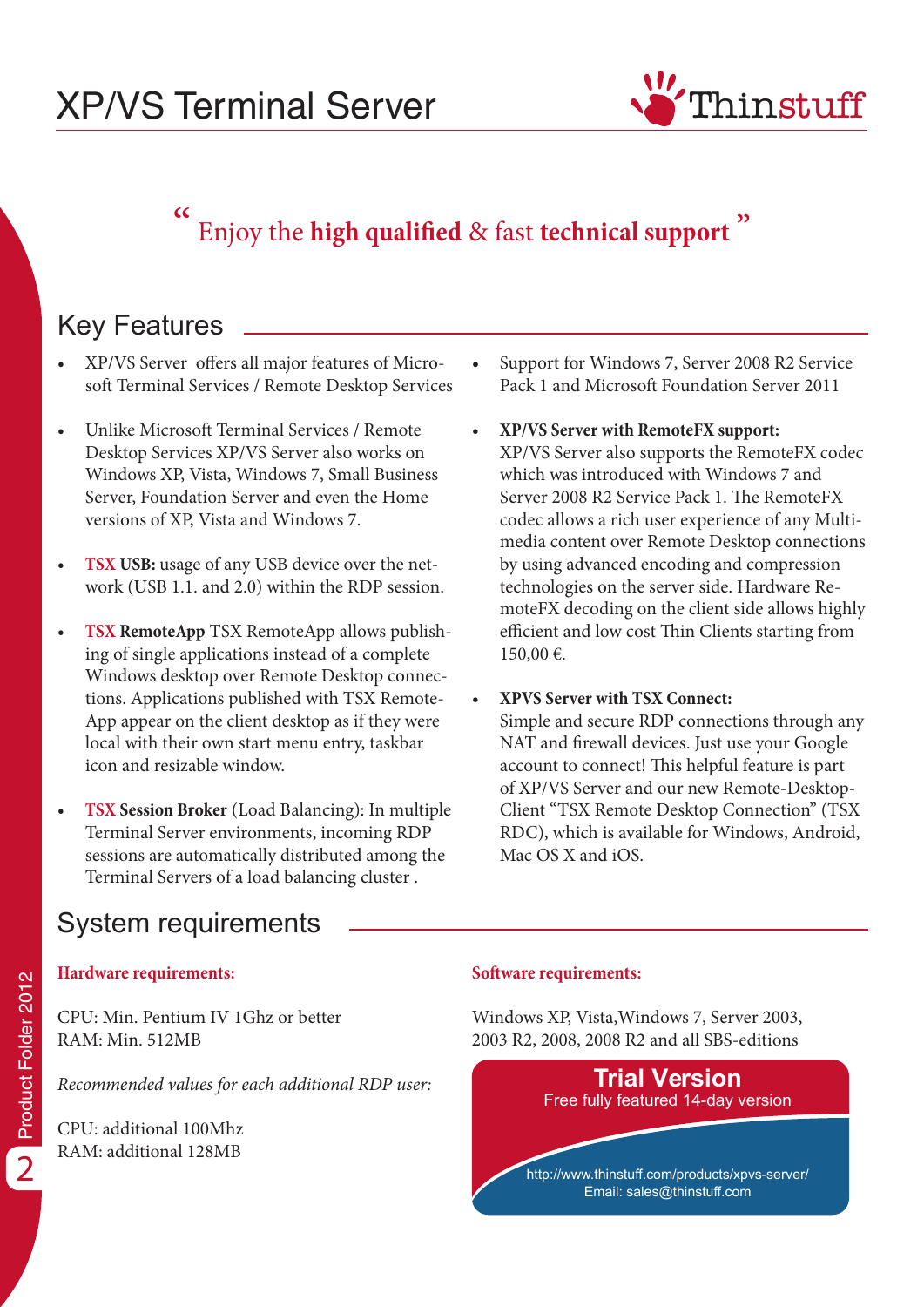# XP/VS Terminal Server

Thinstuff

"Enjoy the **high qualified** & fast **technical support**"

## Key Features

- XP/VS Server offers all major features of Microsoft Terminal Services / Remote Desktop Services
- Unlike Microsoft Terminal Services / Remote Desktop Services XP/VS Server also works on Windows XP, Vista, Windows 7, Small Business Server, Foundation Server and even the Home versions of XP, Vista and Windows 7.
- **TSX USB:** usage of any USB device over the network (USB 1.1. and 2.0) within the RDP session.
- **TSX RemoteApp** TSX RemoteApp allows publishing of single applications instead of a complete Windows desktop over Remote Desktop connections. Applications published with TSX RemoteApp appear on the client desktop as if they were local with their own start menu entry, taskbar icon and resizable window.
- **TSX Session Broker** (Load Balancing): In multiple Terminal Server environments, incoming RDP sessions are automatically distributed among the Terminal Servers of a load balancing cluster .
- Support for Windows 7, Server 2008 R2 Service Pack 1 and Microsoft Foundation Server 2011
- **XP/VS Server with RemoteFX support:** XP/VS Server also supports the RemoteFX codec which was introduced with Windows 7 and Server 2008 R2 Service Pack 1. The RemoteFX codec allows a rich user experience of any Multimedia content over Remote Desktop connections by using advanced encoding and compression technologies on the server side. Hardware RemoteFX decoding on the client side allows highly efficient and low cost Thin Clients starting from 150,00 €.
- **XPVS Server with TSX Connect:** Simple and secure RDP connections through any NAT and firewall devices. Just use your Google account to connect! This helpful feature is part of XP/VS Server and our new Remote-Desktop-Client "TSX Remote Desktop Connection" (TSX RDC), which is available for Windows, Android, Mac OS X and iOS.

## System requirements

**Hardware requirements:**

CPU: Min. Pentium IV 1Ghz or better
RAM: Min. 512MB

*Recommended values for each additional RDP user:*

CPU: additional 100Mhz
RAM: additional 128MB

**Software requirements:**

Windows XP, Vista,Windows 7, Server 2003, 2003 R2, 2008, 2008 R2 and all SBS-editions

**Trial Version**
Free fully featured 14-day version

http://www.thinstuff.com/products/xpvs-server/
Email: sales@thinstuff.com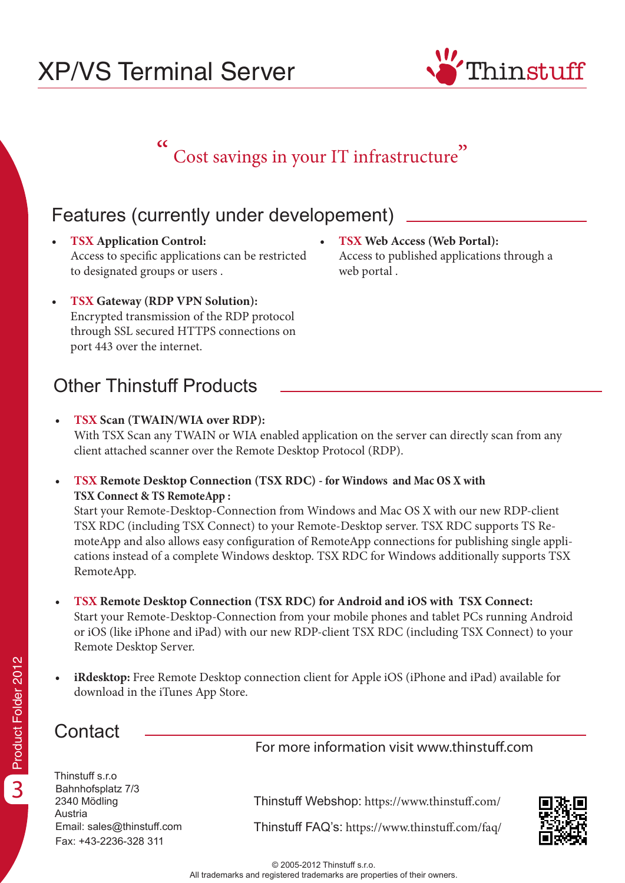# XP/VS Terminal Server

"Cost savings in your IT infrastructure"

## Features (currently under developement)

- **TSX Application Control:** Access to specific applications can be restricted to designated groups or users .
- **TSX Gateway (RDP VPN Solution):** Encrypted transmission of the RDP protocol through SSL secured HTTPS connections on port 443 over the internet.
- **TSX Web Access (Web Portal):** Access to published applications through a web portal .

## Other Thinstuff Products

- **TSX Scan (TWAIN/WIA over RDP):** With TSX Scan any TWAIN or WIA enabled application on the server can directly scan from any client attached scanner over the Remote Desktop Protocol (RDP).
- **TSX Remote Desktop Connection (TSX RDC) - for Windows and Mac OS X with TSX Connect & TS RemoteApp :** Start your Remote-Desktop-Connection from Windows and Mac OS X with our new RDP-client TSX RDC (including TSX Connect) to your Remote-Desktop server. TSX RDC supports TS RemoteApp and also allows easy configuration of RemoteApp connections for publishing single applications instead of a complete Windows desktop. TSX RDC for Windows additionally supports TSX RemoteApp.
- **TSX Remote Desktop Connection (TSX RDC) for Android and iOS with TSX Connect:** Start your Remote-Desktop-Connection from your mobile phones and tablet PCs running Android or iOS (like iPhone and iPad) with our new RDP-client TSX RDC (including TSX Connect) to your Remote Desktop Server.
- **iRdesktop:** Free Remote Desktop connection client for Apple iOS (iPhone and iPad) available for download in the iTunes App Store.

## Contact

For more information visit www.thinstuff.com

Thinstuff s.r.o
Bahnhofsplatz 7/3
2340 Mödling
Austria
Email: sales@thinstuff.com
Fax: +43-2236-328 311

Thinstuff Webshop: https://www.thinstuff.com/

Thinstuff FAQ's: https://www.thinstuff.com/faq/

© 2005-2012 Thinstuff s.r.o.
All trademarks and registered trademarks are properties of their owners.